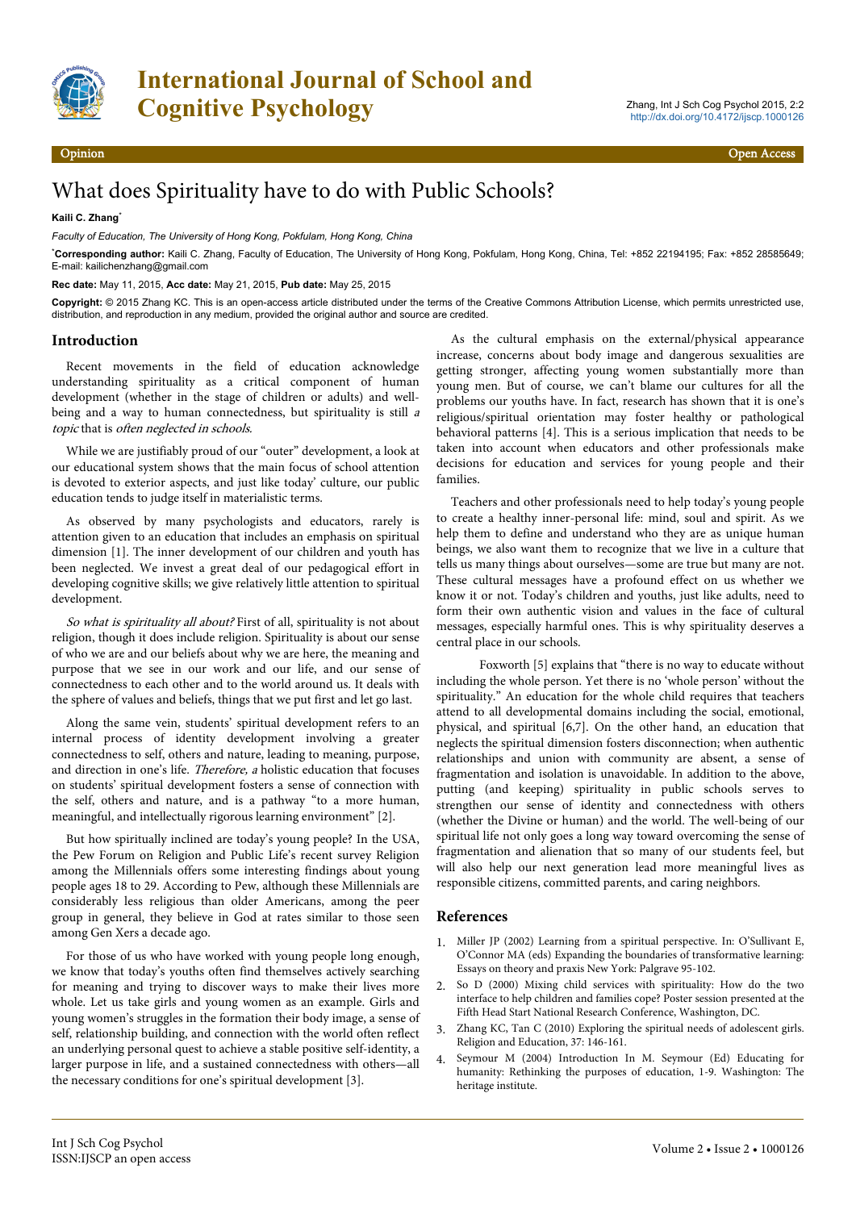# What does Spirituality have to do with Public Schools?

**Kaili C. Zhang***

*Faculty of Education, The University of Hong Kong, Pokfulam, Hong Kong, China*

***Corresponding author:** Kaili C. Zhang, Faculty of Education, The University of Hong Kong, Pokfulam, Hong Kong, China, Tel: +852 22194195; Fax: +852 28585649; E-mail: kailichenzhang@gmail.com

**Rec date:** May 11, 2015, **Acc date:** May 21, 2015, **Pub date:** May 25, 2015

**Copyright:** © 2015 Zhang KC. This is an open-access article distributed under the terms of the Creative Commons Attribution License, which permits unrestricted use, distribution, and reproduction in any medium, provided the original author and source are credited.

## Introduction

Recent movements in the field of education acknowledge understanding spirituality as a critical component of human development (whether in the stage of children or adults) and well-being and a way to human connectedness, but spirituality is still *a topic* that is *often neglected in schools.*

While we are justifiably proud of our "outer" development, a look at our educational system shows that the main focus of school attention is devoted to exterior aspects, and just like today' culture, our public education tends to judge itself in materialistic terms.

As observed by many psychologists and educators, rarely is attention given to an education that includes an emphasis on spiritual dimension [1]. The inner development of our children and youth has been neglected. We invest a great deal of our pedagogical effort in developing cognitive skills; we give relatively little attention to spiritual development.

*So what is spirituality all about?* First of all, spirituality is not about religion, though it does include religion. Spirituality is about our sense of who we are and our beliefs about why we are here, the meaning and purpose that we see in our work and our life, and our sense of connectedness to each other and to the world around us. It deals with the sphere of values and beliefs, things that we put first and let go last.

Along the same vein, students' spiritual development refers to an internal process of identity development involving a greater connectedness to self, others and nature, leading to meaning, purpose, and direction in one's life. *Therefore, a* holistic education that focuses on students' spiritual development fosters a sense of connection with the self, others and nature, and is a pathway "to a more human, meaningful, and intellectually rigorous learning environment" [2].

But how spiritually inclined are today's young people? In the USA, the Pew Forum on Religion and Public Life's recent survey Religion among the Millennials offers some interesting findings about young people ages 18 to 29. According to Pew, although these Millennials are considerably less religious than older Americans, among the peer group in general, they believe in God at rates similar to those seen among Gen Xers a decade ago.

For those of us who have worked with young people long enough, we know that today's youths often find themselves actively searching for meaning and trying to discover ways to make their lives more whole. Let us take girls and young women as an example. Girls and young women's struggles in the formation their body image, a sense of self, relationship building, and connection with the world often reflect an underlying personal quest to achieve a stable positive self-identity, a larger purpose in life, and a sustained connectedness with others—all the necessary conditions for one's spiritual development [3].

As the cultural emphasis on the external/physical appearance increase, concerns about body image and dangerous sexualities are getting stronger, affecting young women substantially more than young men. But of course, we can't blame our cultures for all the problems our youths have. In fact, research has shown that it is one's religious/spiritual orientation may foster healthy or pathological behavioral patterns [4]. This is a serious implication that needs to be taken into account when educators and other professionals make decisions for education and services for young people and their families.

Teachers and other professionals need to help today's young people to create a healthy inner-personal life: mind, soul and spirit. As we help them to define and understand who they are as unique human beings, we also want them to recognize that we live in a culture that tells us many things about ourselves—some are true but many are not. These cultural messages have a profound effect on us whether we know it or not. Today's children and youths, just like adults, need to form their own authentic vision and values in the face of cultural messages, especially harmful ones. This is why spirituality deserves a central place in our schools.

Foxworth [5] explains that "there is no way to educate without including the whole person. Yet there is no 'whole person' without the spirituality." An education for the whole child requires that teachers attend to all developmental domains including the social, emotional, physical, and spiritual [6,7]. On the other hand, an education that neglects the spiritual dimension fosters disconnection; when authentic relationships and union with community are absent, a sense of fragmentation and isolation is unavoidable. In addition to the above, putting (and keeping) spirituality in public schools serves to strengthen our sense of identity and connectedness with others (whether the Divine or human) and the world. The well-being of our spiritual life not only goes a long way toward overcoming the sense of fragmentation and alienation that so many of our students feel, but will also help our next generation lead more meaningful lives as responsible citizens, committed parents, and caring neighbors.

## References

1. Miller JP (2002) Learning from a spiritual perspective. In: O'Sullivant E, O'Connor MA (eds) Expanding the boundaries of transformative learning: Essays on theory and praxis New York: Palgrave 95-102.
2. So D (2000) Mixing child services with spirituality: How do the two interface to help children and families cope? Poster session presented at the Fifth Head Start National Research Conference, Washington, DC.
3. Zhang KC, Tan C (2010) Exploring the spiritual needs of adolescent girls. Religion and Education, 37: 146-161.
4. Seymour M (2004) Introduction In M. Seymour (Ed) Educating for humanity: Rethinking the purposes of education, 1-9. Washington: The heritage institute.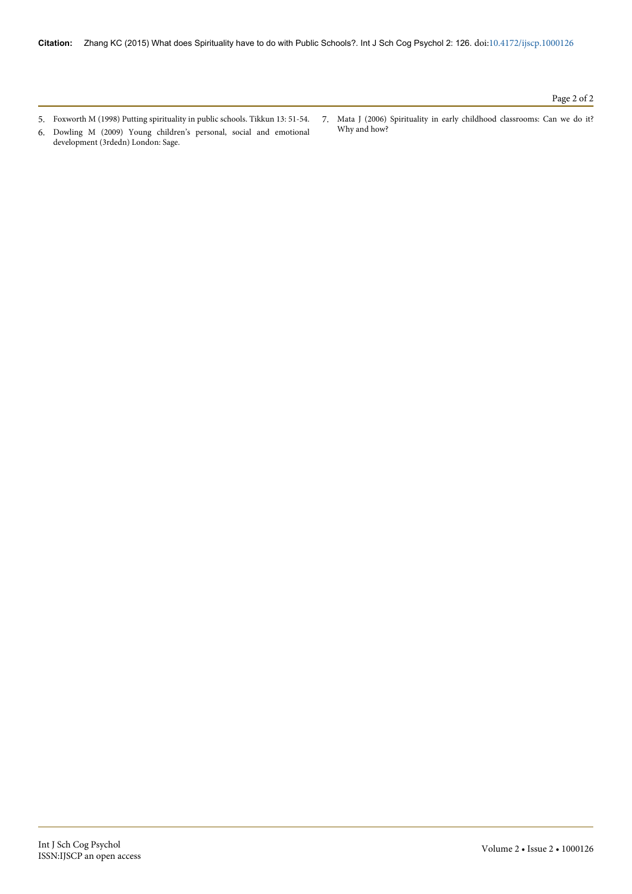5. Foxworth M (1998) Putting spirituality in public schools. Tikkun 13: 51-54.
6. Dowling M (2009) Young children's personal, social and emotional development (3rdedn) London: Sage.
7. Mata J (2006) Spirituality in early childhood classrooms: Can we do it? Why and how?